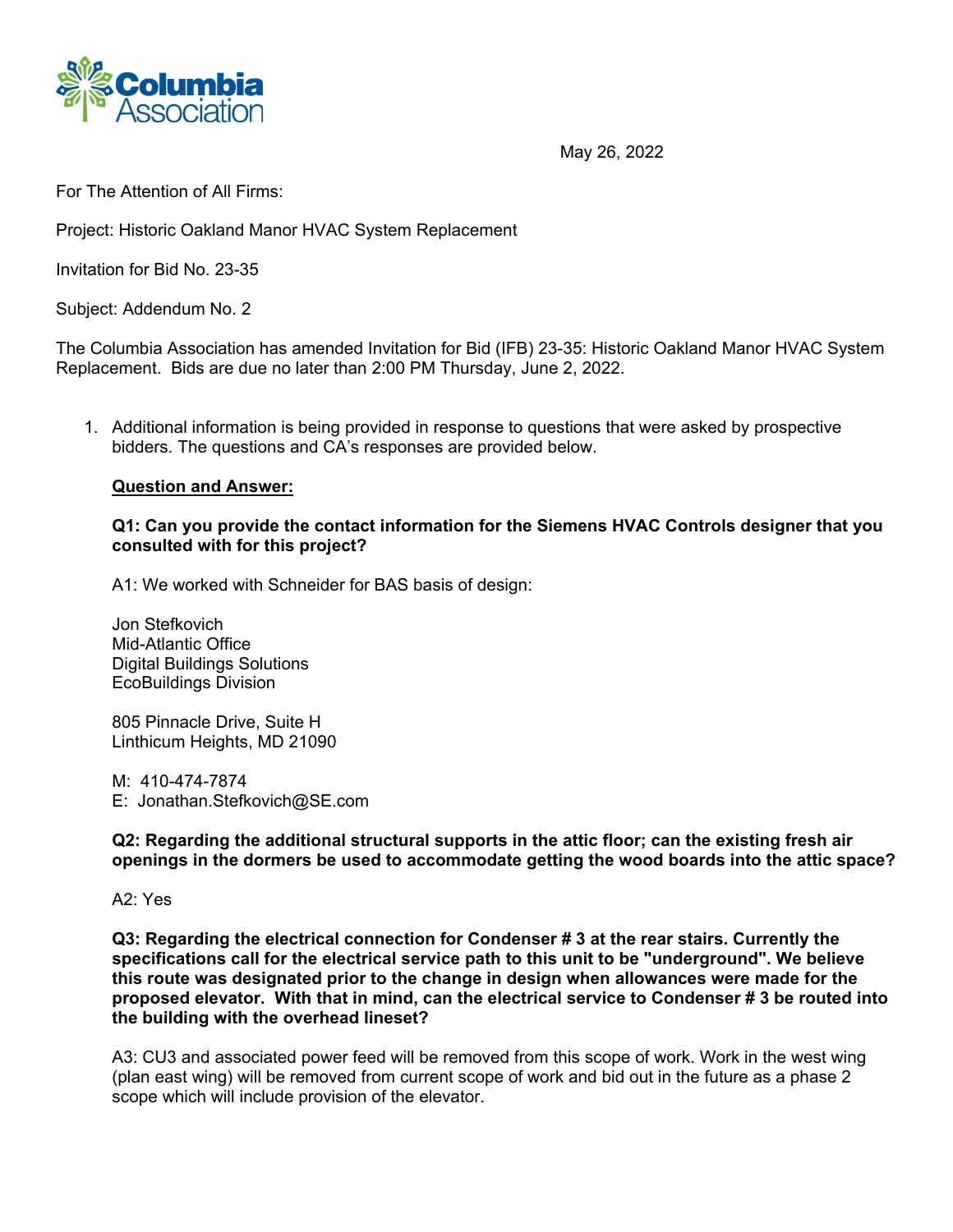Columbia Association

May 26, 2022

For The Attention of All Firms:

Project: Historic Oakland Manor HVAC System Replacement

Invitation for Bid No. 23-35

Subject: Addendum No. 2

The Columbia Association has amended Invitation for Bid (IFB) 23-35: Historic Oakland Manor HVAC System Replacement. Bids are due no later than 2:00 PM Thursday, June 2, 2022.

1. Additional information is being provided in response to questions that were asked by prospective bidders. The questions and CA's responses are provided below.

   **Question and Answer:**

   **Q1: Can you provide the contact information for the Siemens HVAC Controls designer that you consulted with for this project?**

   A1: We worked with Schneider for BAS basis of design:

   Jon Stefkovich
   Mid-Atlantic Office
   Digital Buildings Solutions
   EcoBuildings Division

   805 Pinnacle Drive, Suite H
   Linthicum Heights, MD 21090

   M: 410-474-7874
   E: Jonathan.Stefkovich@SE.com

   **Q2: Regarding the additional structural supports in the attic floor; can the existing fresh air openings in the dormers be used to accommodate getting the wood boards into the attic space?**

   A2: Yes

   **Q3: Regarding the electrical connection for Condenser # 3 at the rear stairs. Currently the specifications call for the electrical service path to this unit to be "underground". We believe this route was designated prior to the change in design when allowances were made for the proposed elevator. With that in mind, can the electrical service to Condenser # 3 be routed into the building with the overhead lineset?**

   A3: CU3 and associated power feed will be removed from this scope of work. Work in the west wing (plan east wing) will be removed from current scope of work and bid out in the future as a phase 2 scope which will include provision of the elevator.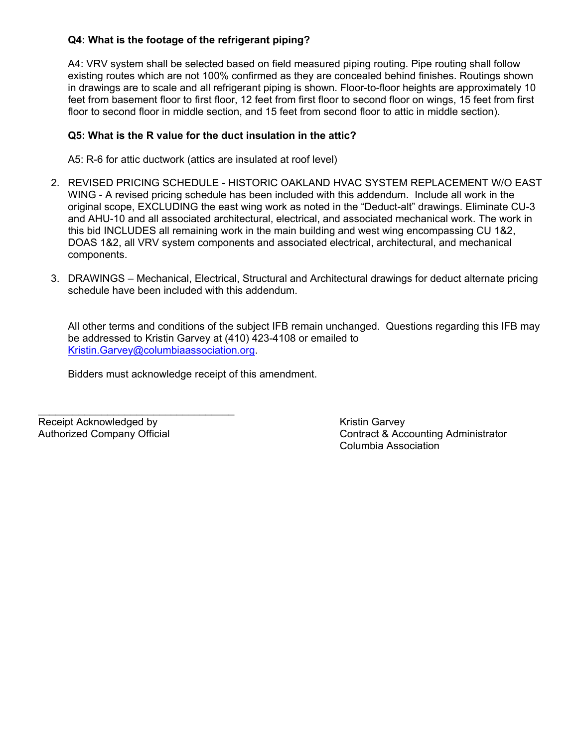**Q4: What is the footage of the refrigerant piping?**

A4: VRV system shall be selected based on field measured piping routing. Pipe routing shall follow existing routes which are not 100% confirmed as they are concealed behind finishes. Routings shown in drawings are to scale and all refrigerant piping is shown. Floor-to-floor heights are approximately 10 feet from basement floor to first floor, 12 feet from first floor to second floor on wings, 15 feet from first floor to second floor in middle section, and 15 feet from second floor to attic in middle section).

**Q5: What is the R value for the duct insulation in the attic?**

A5: R-6 for attic ductwork (attics are insulated at roof level)

2. REVISED PRICING SCHEDULE - HISTORIC OAKLAND HVAC SYSTEM REPLACEMENT W/O EAST WING - A revised pricing schedule has been included with this addendum. Include all work in the original scope, EXCLUDING the east wing work as noted in the "Deduct-alt" drawings. Eliminate CU-3 and AHU-10 and all associated architectural, electrical, and associated mechanical work. The work in this bid INCLUDES all remaining work in the main building and west wing encompassing CU 1&2, DOAS 1&2, all VRV system components and associated electrical, architectural, and mechanical components.
3. DRAWINGS – Mechanical, Electrical, Structural and Architectural drawings for deduct alternate pricing schedule have been included with this addendum.

All other terms and conditions of the subject IFB remain unchanged. Questions regarding this IFB may be addressed to Kristin Garvey at (410) 423-4108 or emailed to Kristin.Garvey@columbiaassociation.org.

Bidders must acknowledge receipt of this amendment.

\_\_\_\_\_\_\_\_\_\_\_\_\_\_\_\_\_\_\_\_\_\_\_\_\_\_\_\_\_\_\_\_\_\_
Receipt Acknowledged by
Authorized Company Official

Kristin Garvey
Contract & Accounting Administrator
Columbia Association